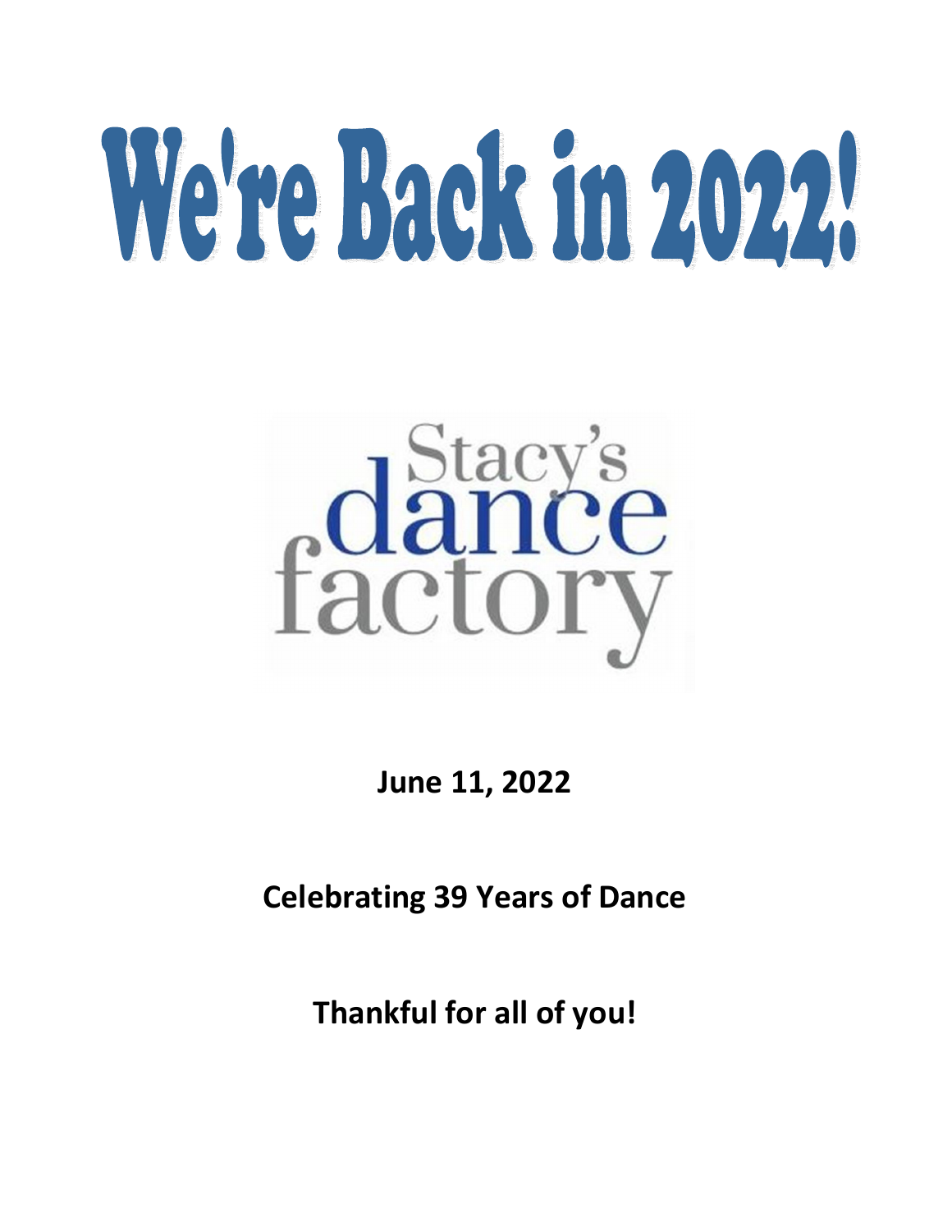# We're Back in 2022!

Stacy's dance factory

**June 11, 2022**

**Celebrating 39 Years of Dance**

**Thankful for all of you!**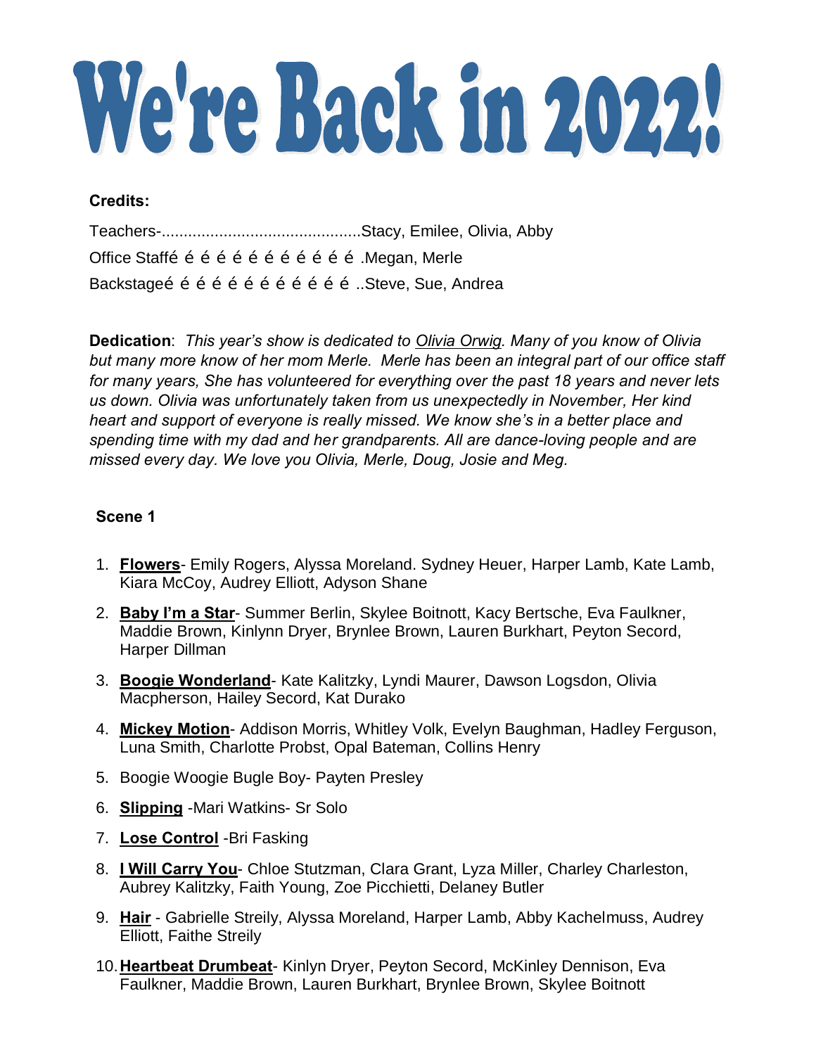# We're Back in 2022!

**Credits:**

Teachers-............................................Stacy, Emilee, Olivia, Abby

Office Staffé é é é é é é é é é é é é .Megan, Merle

Backstageé é é é é é é é é é é é é ..Steve, Sue, Andrea

**Dedication**: *This year's show is dedicated to Olivia Orwig. Many of you know of Olivia but many more know of her mom Merle. Merle has been an integral part of our office staff for many years, She has volunteered for everything over the past 18 years and never lets us down. Olivia was unfortunately taken from us unexpectedly in November, Her kind heart and support of everyone is really missed. We know she's in a better place and spending time with my dad and her grandparents. All are dance-loving people and are missed every day. We love you Olivia, Merle, Doug, Josie and Meg.*

**Scene 1**

1. **Flowers**- Emily Rogers, Alyssa Moreland. Sydney Heuer, Harper Lamb, Kate Lamb, Kiara McCoy, Audrey Elliott, Adyson Shane
2. **Baby I'm a Star**- Summer Berlin, Skylee Boitnott, Kacy Bertsche, Eva Faulkner, Maddie Brown, Kinlynn Dryer, Brynlee Brown, Lauren Burkhart, Peyton Secord, Harper Dillman
3. **Boogie Wonderland**- Kate Kalitzky, Lyndi Maurer, Dawson Logsdon, Olivia Macpherson, Hailey Secord, Kat Durako
4. **Mickey Motion**- Addison Morris, Whitley Volk, Evelyn Baughman, Hadley Ferguson, Luna Smith, Charlotte Probst, Opal Bateman, Collins Henry
5. Boogie Woogie Bugle Boy- Payten Presley
6. **Slipping** -Mari Watkins- Sr Solo
7. **Lose Control** -Bri Fasking
8. **I Will Carry You**- Chloe Stutzman, Clara Grant, Lyza Miller, Charley Charleston, Aubrey Kalitzky, Faith Young, Zoe Picchietti, Delaney Butler
9. **Hair** - Gabrielle Streily, Alyssa Moreland, Harper Lamb, Abby Kachelmuss, Audrey Elliott, Faithe Streily
10. **Heartbeat Drumbeat**- Kinlyn Dryer, Peyton Secord, McKinley Dennison, Eva Faulkner, Maddie Brown, Lauren Burkhart, Brynlee Brown, Skylee Boitnott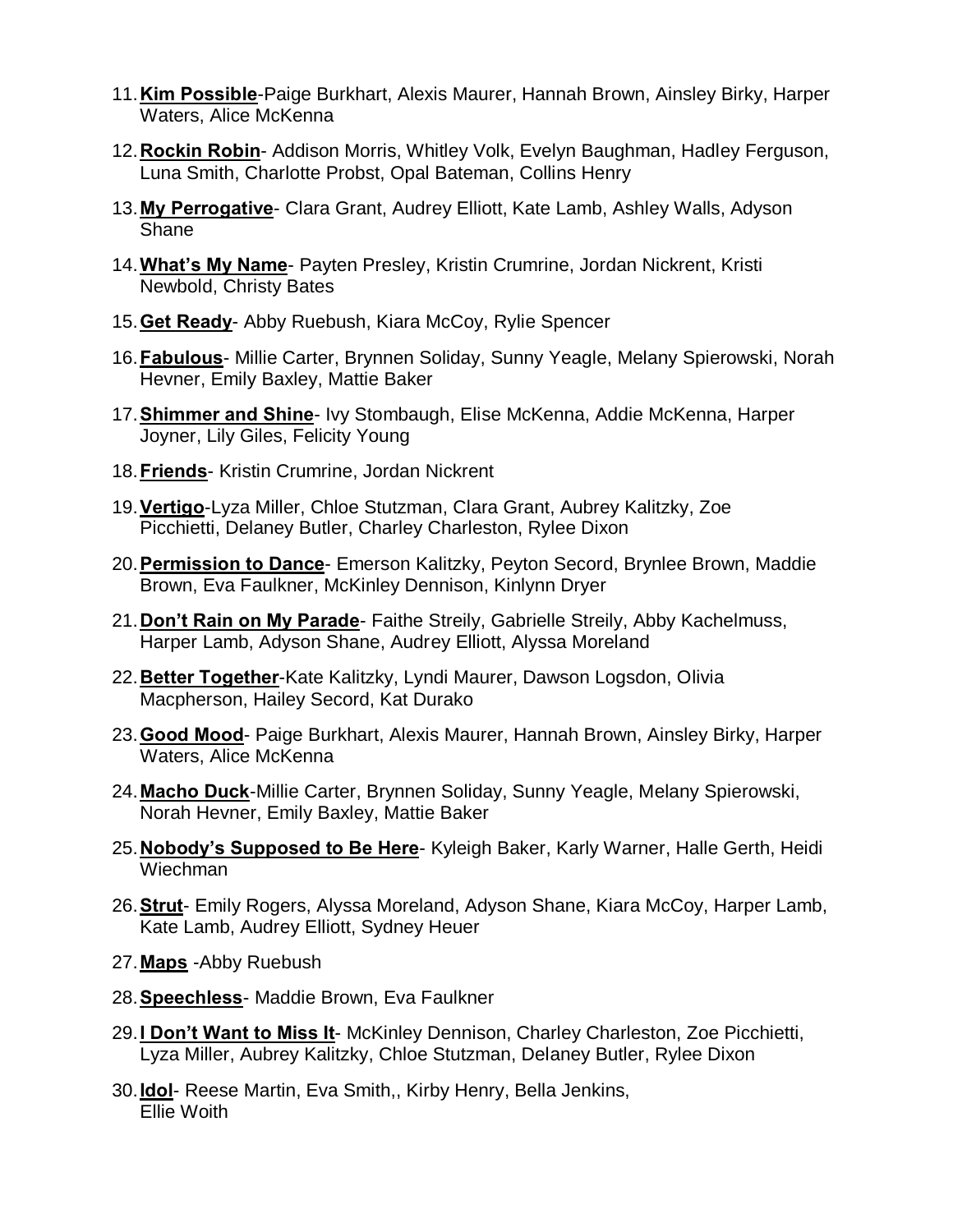11. **Kim Possible**-Paige Burkhart, Alexis Maurer, Hannah Brown, Ainsley Birky, Harper Waters, Alice McKenna
12. **Rockin Robin**- Addison Morris, Whitley Volk, Evelyn Baughman, Hadley Ferguson, Luna Smith, Charlotte Probst, Opal Bateman, Collins Henry
13. **My Perrogative**- Clara Grant, Audrey Elliott, Kate Lamb, Ashley Walls, Adyson Shane
14. **What's My Name**- Payten Presley, Kristin Crumrine, Jordan Nickrent, Kristi Newbold, Christy Bates
15. **Get Ready**- Abby Ruebush, Kiara McCoy, Rylie Spencer
16. **Fabulous**- Millie Carter, Brynnen Soliday, Sunny Yeagle, Melany Spierowski, Norah Hevner, Emily Baxley, Mattie Baker
17. **Shimmer and Shine**- Ivy Stombaugh, Elise McKenna, Addie McKenna, Harper Joyner, Lily Giles, Felicity Young
18. **Friends**- Kristin Crumrine, Jordan Nickrent
19. **Vertigo**-Lyza Miller, Chloe Stutzman, Clara Grant, Aubrey Kalitzky, Zoe Picchietti, Delaney Butler, Charley Charleston, Rylee Dixon
20. **Permission to Dance**- Emerson Kalitzky, Peyton Secord, Brynlee Brown, Maddie Brown, Eva Faulkner, McKinley Dennison, Kinlynn Dryer
21. **Don't Rain on My Parade**- Faithe Streily, Gabrielle Streily, Abby Kachelmuss, Harper Lamb, Adyson Shane, Audrey Elliott, Alyssa Moreland
22. **Better Together**-Kate Kalitzky, Lyndi Maurer, Dawson Logsdon, Olivia Macpherson, Hailey Secord, Kat Durako
23. **Good Mood**- Paige Burkhart, Alexis Maurer, Hannah Brown, Ainsley Birky, Harper Waters, Alice McKenna
24. **Macho Duck**-Millie Carter, Brynnen Soliday, Sunny Yeagle, Melany Spierowski, Norah Hevner, Emily Baxley, Mattie Baker
25. **Nobody's Supposed to Be Here**- Kyleigh Baker, Karly Warner, Halle Gerth, Heidi Wiechman
26. **Strut**- Emily Rogers, Alyssa Moreland, Adyson Shane, Kiara McCoy, Harper Lamb, Kate Lamb, Audrey Elliott, Sydney Heuer
27. **Maps** -Abby Ruebush
28. **Speechless**- Maddie Brown, Eva Faulkner
29. **I Don't Want to Miss It**- McKinley Dennison, Charley Charleston, Zoe Picchietti, Lyza Miller, Aubrey Kalitzky, Chloe Stutzman, Delaney Butler, Rylee Dixon
30. **Idol**- Reese Martin, Eva Smith,, Kirby Henry, Bella Jenkins, Ellie Woith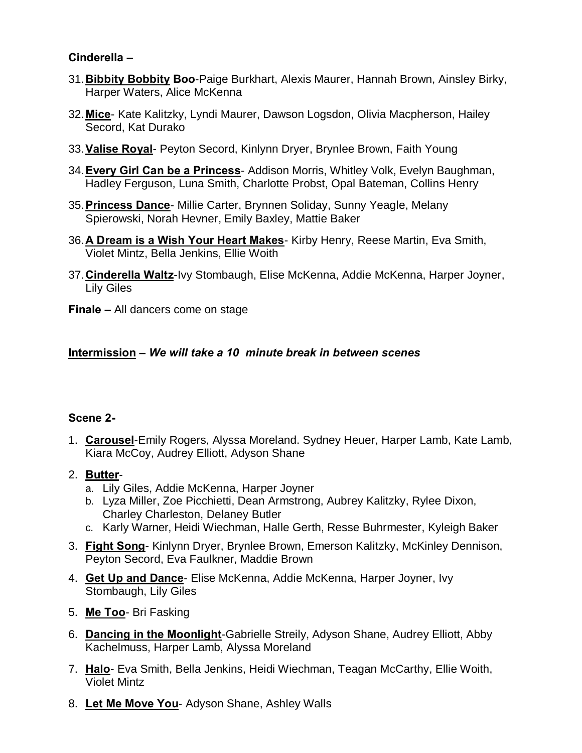**Cinderella –**

31. **Bibbity Bobbity Boo**-Paige Burkhart, Alexis Maurer, Hannah Brown, Ainsley Birky, Harper Waters, Alice McKenna
32. **Mice**- Kate Kalitzky, Lyndi Maurer, Dawson Logsdon, Olivia Macpherson, Hailey Secord, Kat Durako
33. **Valise Royal**- Peyton Secord, Kinlynn Dryer, Brynlee Brown, Faith Young
34. **Every Girl Can be a Princess**- Addison Morris, Whitley Volk, Evelyn Baughman, Hadley Ferguson, Luna Smith, Charlotte Probst, Opal Bateman, Collins Henry
35. **Princess Dance**- Millie Carter, Brynnen Soliday, Sunny Yeagle, Melany Spierowski, Norah Hevner, Emily Baxley, Mattie Baker
36. **A Dream is a Wish Your Heart Makes**- Kirby Henry, Reese Martin, Eva Smith, Violet Mintz, Bella Jenkins, Ellie Woith
37. **Cinderella Waltz**-Ivy Stombaugh, Elise McKenna, Addie McKenna, Harper Joyner, Lily Giles

**Finale –** All dancers come on stage

**Intermission** – ***We will take a 10 minute break in between scenes***

**Scene 2-**

1. **Carousel**-Emily Rogers, Alyssa Moreland. Sydney Heuer, Harper Lamb, Kate Lamb, Kiara McCoy, Audrey Elliott, Adyson Shane
2. **Butter**-
   a. Lily Giles, Addie McKenna, Harper Joyner
   b. Lyza Miller, Zoe Picchietti, Dean Armstrong, Aubrey Kalitzky, Rylee Dixon, Charley Charleston, Delaney Butler
   c. Karly Warner, Heidi Wiechman, Halle Gerth, Resse Buhrmester, Kyleigh Baker
3. **Fight Song**- Kinlynn Dryer, Brynlee Brown, Emerson Kalitzky, McKinley Dennison, Peyton Secord, Eva Faulkner, Maddie Brown
4. **Get Up and Dance**- Elise McKenna, Addie McKenna, Harper Joyner, Ivy Stombaugh, Lily Giles
5. **Me Too**- Bri Fasking
6. **Dancing in the Moonlight**-Gabrielle Streily, Adyson Shane, Audrey Elliott, Abby Kachelmuss, Harper Lamb, Alyssa Moreland
7. **Halo**- Eva Smith, Bella Jenkins, Heidi Wiechman, Teagan McCarthy, Ellie Woith, Violet Mintz
8. **Let Me Move You**- Adyson Shane, Ashley Walls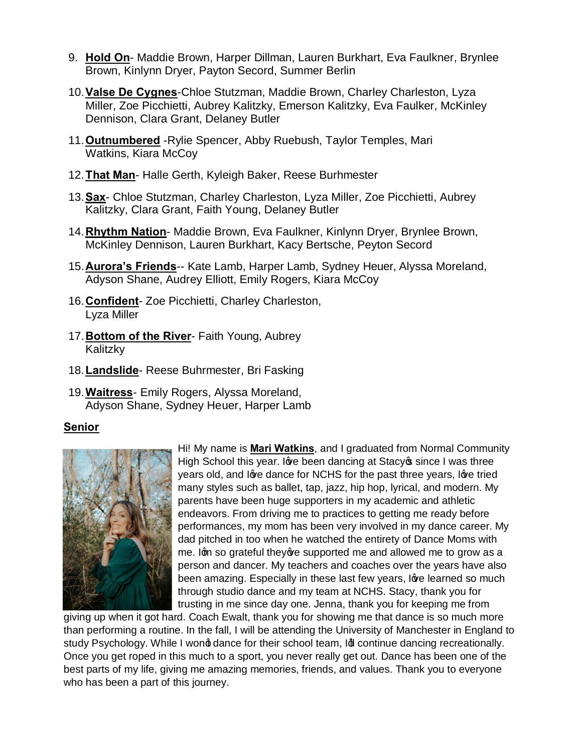9. **Hold On**- Maddie Brown, Harper Dillman, Lauren Burkhart, Eva Faulkner, Brynlee Brown, Kinlynn Dryer, Payton Secord, Summer Berlin

10. **Valse De Cygnes**-Chloe Stutzman, Maddie Brown, Charley Charleston, Lyza Miller, Zoe Picchietti, Aubrey Kalitzky, Emerson Kalitzky, Eva Faulker, McKinley Dennison, Clara Grant, Delaney Butler

11. **Outnumbered** -Rylie Spencer, Abby Ruebush, Taylor Temples, Mari Watkins, Kiara McCoy

12. **That Man**- Halle Gerth, Kyleigh Baker, Reese Burhmester

13. **Sax**- Chloe Stutzman, Charley Charleston, Lyza Miller, Zoe Picchietti, Aubrey Kalitzky, Clara Grant, Faith Young, Delaney Butler

14. **Rhythm Nation**- Maddie Brown, Eva Faulkner, Kinlynn Dryer, Brynlee Brown, McKinley Dennison, Lauren Burkhart, Kacy Bertsche, Peyton Secord

15. **Aurora's Friends**-- Kate Lamb, Harper Lamb, Sydney Heuer, Alyssa Moreland, Adyson Shane, Audrey Elliott, Emily Rogers, Kiara McCoy

16. **Confident**- Zoe Picchietti, Charley Charleston, Lyza Miller

17. **Bottom of the River**- Faith Young, Aubrey Kalitzky

18. **Landslide**- Reese Buhrmester, Bri Fasking

19. **Waitress**- Emily Rogers, Alyssa Moreland, Adyson Shane, Sydney Heuer, Harper Lamb

## Senior

Hi! My name is **Mari Watkins**, and I graduated from Normal Community High School this year. I've been dancing at Stacy's since I was three years old, and I've dance for NCHS for the past three years, I've tried many styles such as ballet, tap, jazz, hip hop, lyrical, and modern. My parents have been huge supporters in my academic and athletic endeavors. From driving me to practices to getting me ready before performances, my mom has been very involved in my dance career. My dad pitched in too when he watched the entirety of Dance Moms with me. I'm so grateful they've supported me and allowed me to grow as a person and dancer. My teachers and coaches over the years have also been amazing. Especially in these last few years, I've learned so much through studio dance and my team at NCHS. Stacy, thank you for trusting in me since day one. Jenna, thank you for keeping me from giving up when it got hard. Coach Ewalt, thank you for showing me that dance is so much more than performing a routine. In the fall, I will be attending the University of Manchester in England to study Psychology. While I won't dance for their school team, I'll continue dancing recreationally. Once you get roped in this much to a sport, you never really get out. Dance has been one of the best parts of my life, giving me amazing memories, friends, and values. Thank you to everyone who has been a part of this journey.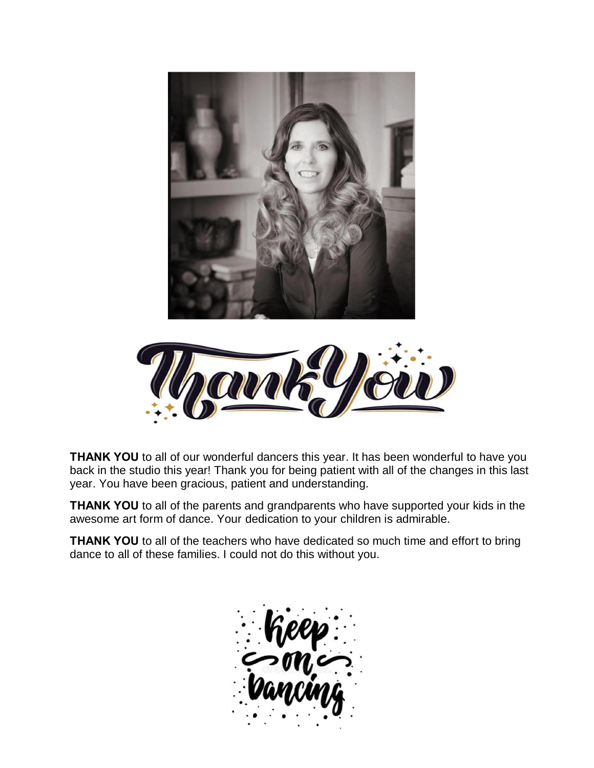# Thank You

**THANK YOU** to all of our wonderful dancers this year. It has been wonderful to have you back in the studio this year! Thank you for being patient with all of the changes in this last year. You have been gracious, patient and understanding.

**THANK YOU** to all of the parents and grandparents who have supported your kids in the awesome art form of dance. Your dedication to your children is admirable.

**THANK YOU** to all of the teachers who have dedicated so much time and effort to bring dance to all of these families. I could not do this without you.

Keep on Dancing